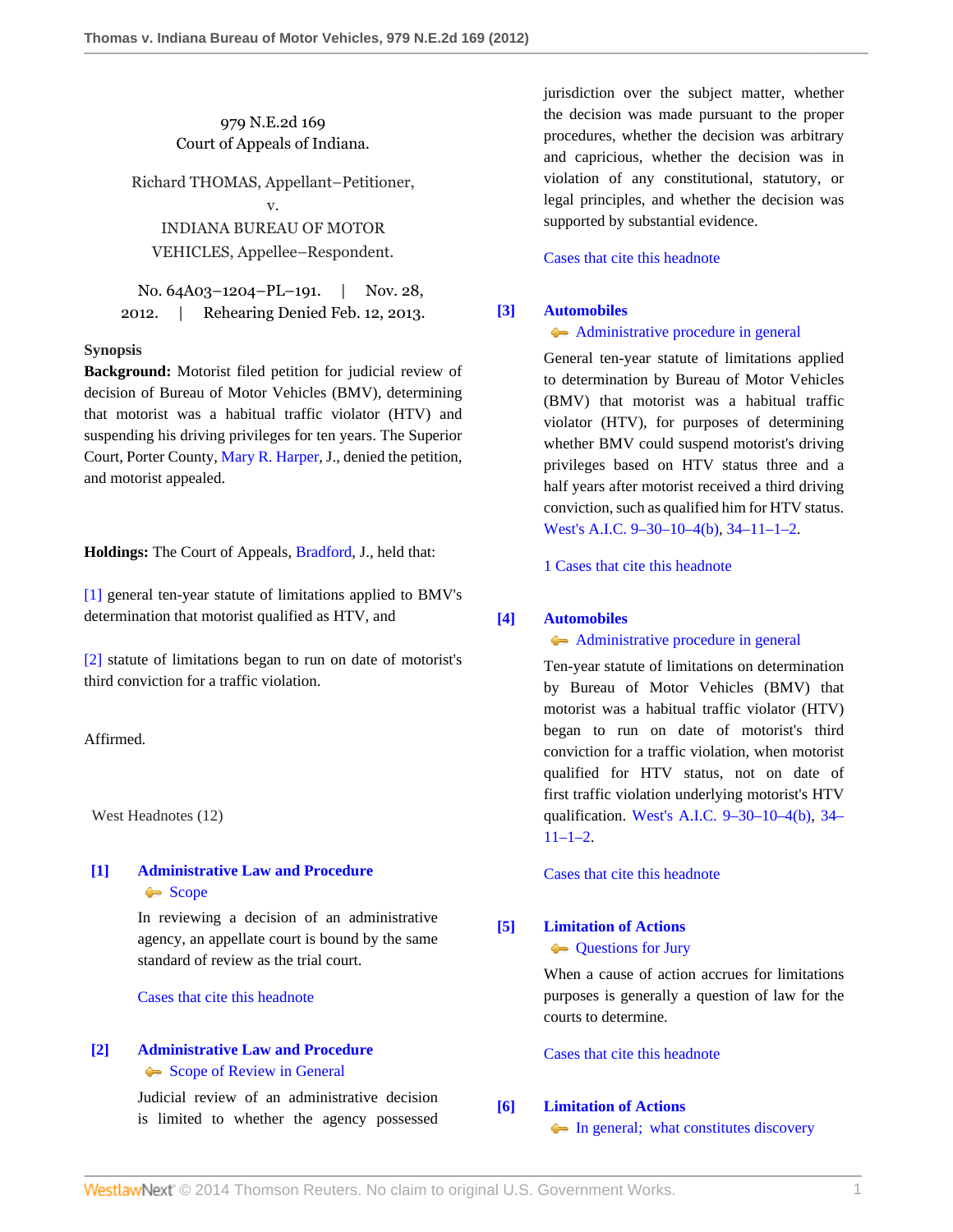979 N.E.2d 169
Court of Appeals of Indiana.

Richard THOMAS, Appellant–Petitioner,
v.
INDIANA BUREAU OF MOTOR VEHICLES, Appellee–Respondent.

No. 64A03–1204–PL–191. | Nov. 28, 2012. | Rehearing Denied Feb. 12, 2013.

**Synopsis**

**Background:** Motorist filed petition for judicial review of decision of Bureau of Motor Vehicles (BMV), determining that motorist was a habitual traffic violator (HTV) and suspending his driving privileges for ten years. The Superior Court, Porter County, Mary R. Harper, J., denied the petition, and motorist appealed.

**Holdings:** The Court of Appeals, Bradford, J., held that:

[1] general ten-year statute of limitations applied to BMV's determination that motorist qualified as HTV, and

[2] statute of limitations began to run on date of motorist's third conviction for a traffic violation.

Affirmed.

West Headnotes (12)

**[1] Administrative Law and Procedure**
Scope

In reviewing a decision of an administrative agency, an appellate court is bound by the same standard of review as the trial court.

Cases that cite this headnote

**[2] Administrative Law and Procedure**
Scope of Review in General

Judicial review of an administrative decision is limited to whether the agency possessed jurisdiction over the subject matter, whether the decision was made pursuant to the proper procedures, whether the decision was arbitrary and capricious, whether the decision was in violation of any constitutional, statutory, or legal principles, and whether the decision was supported by substantial evidence.

Cases that cite this headnote

**[3] Automobiles**
Administrative procedure in general

General ten-year statute of limitations applied to determination by Bureau of Motor Vehicles (BMV) that motorist was a habitual traffic violator (HTV), for purposes of determining whether BMV could suspend motorist's driving privileges based on HTV status three and a half years after motorist received a third driving conviction, such as qualified him for HTV status. West's A.I.C. 9–30–10–4(b), 34–11–1–2.

1 Cases that cite this headnote

**[4] Automobiles**
Administrative procedure in general

Ten-year statute of limitations on determination by Bureau of Motor Vehicles (BMV) that motorist was a habitual traffic violator (HTV) began to run on date of motorist's third conviction for a traffic violation, when motorist qualified for HTV status, not on date of first traffic violation underlying motorist's HTV qualification. West's A.I.C. 9–30–10–4(b), 34–11–1–2.

Cases that cite this headnote

**[5] Limitation of Actions**
Questions for Jury

When a cause of action accrues for limitations purposes is generally a question of law for the courts to determine.

Cases that cite this headnote

**[6] Limitation of Actions**
In general; what constitutes discovery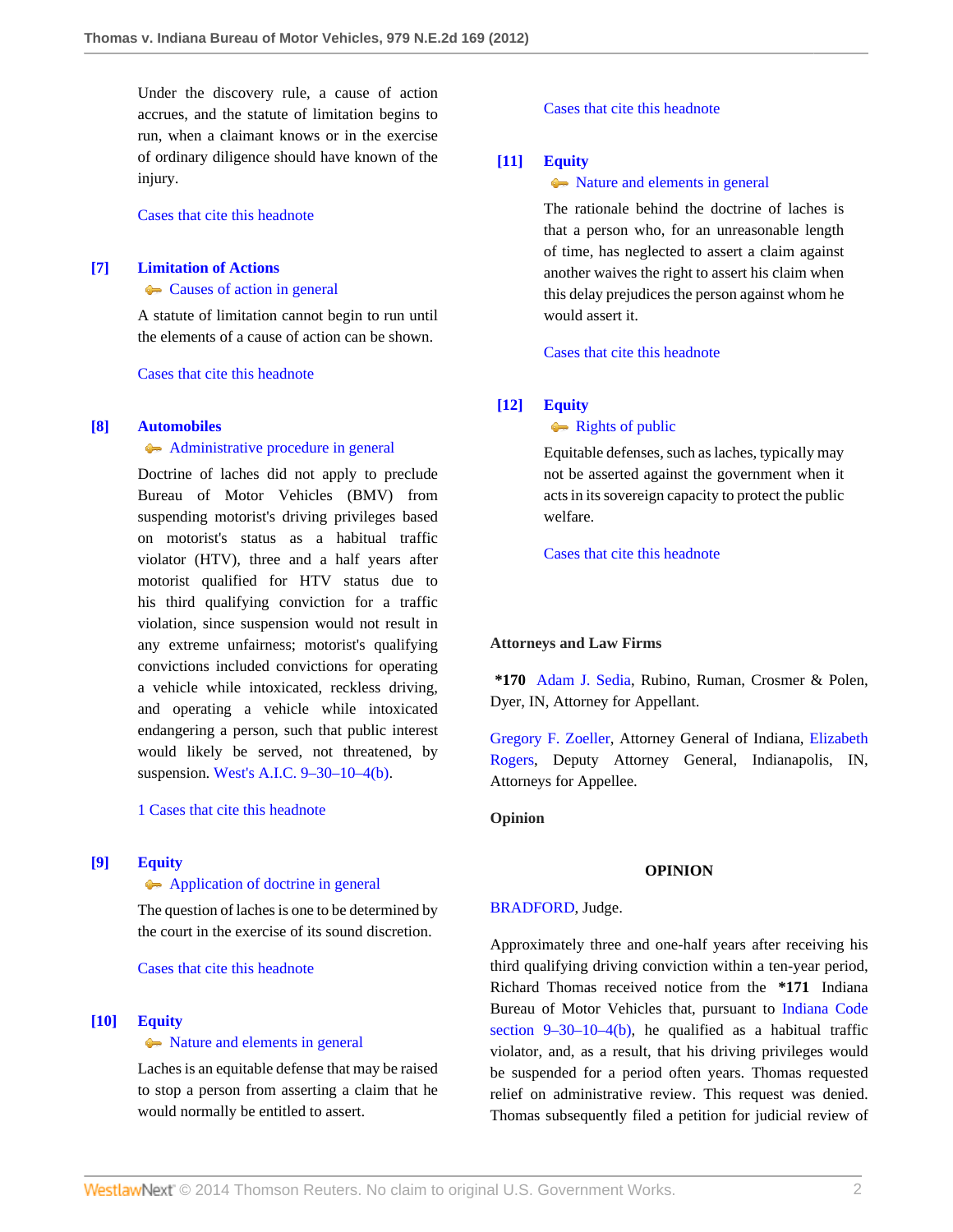Under the discovery rule, a cause of action accrues, and the statute of limitation begins to run, when a claimant knows or in the exercise of ordinary diligence should have known of the injury.

Cases that cite this headnote

**[7] Limitation of Actions**
Causes of action in general

A statute of limitation cannot begin to run until the elements of a cause of action can be shown.

Cases that cite this headnote

**[8] Automobiles**
Administrative procedure in general

Doctrine of laches did not apply to preclude Bureau of Motor Vehicles (BMV) from suspending motorist's driving privileges based on motorist's status as a habitual traffic violator (HTV), three and a half years after motorist qualified for HTV status due to his third qualifying conviction for a traffic violation, since suspension would not result in any extreme unfairness; motorist's qualifying convictions included convictions for operating a vehicle while intoxicated, reckless driving, and operating a vehicle while intoxicated endangering a person, such that public interest would likely be served, not threatened, by suspension. West's A.I.C. 9–30–10–4(b).

1 Cases that cite this headnote

**[9] Equity**
Application of doctrine in general

The question of laches is one to be determined by the court in the exercise of its sound discretion.

Cases that cite this headnote

**[10] Equity**
Nature and elements in general

Laches is an equitable defense that may be raised to stop a person from asserting a claim that he would normally be entitled to assert.

Cases that cite this headnote

**[11] Equity**
Nature and elements in general

The rationale behind the doctrine of laches is that a person who, for an unreasonable length of time, has neglected to assert a claim against another waives the right to assert his claim when this delay prejudices the person against whom he would assert it.

Cases that cite this headnote

**[12] Equity**
Rights of public

Equitable defenses, such as laches, typically may not be asserted against the government when it acts in its sovereign capacity to protect the public welfare.

Cases that cite this headnote

**Attorneys and Law Firms**

**\*170** Adam J. Sedia, Rubino, Ruman, Crosmer & Polen, Dyer, IN, Attorney for Appellant.

Gregory F. Zoeller, Attorney General of Indiana, Elizabeth Rogers, Deputy Attorney General, Indianapolis, IN, Attorneys for Appellee.

**Opinion**

**OPINION**

BRADFORD, Judge.

Approximately three and one-half years after receiving his third qualifying driving conviction within a ten-year period, Richard Thomas received notice from the **\*171** Indiana Bureau of Motor Vehicles that, pursuant to Indiana Code section 9–30–10–4(b), he qualified as a habitual traffic violator, and, as a result, that his driving privileges would be suspended for a period often years. Thomas requested relief on administrative review. This request was denied. Thomas subsequently filed a petition for judicial review of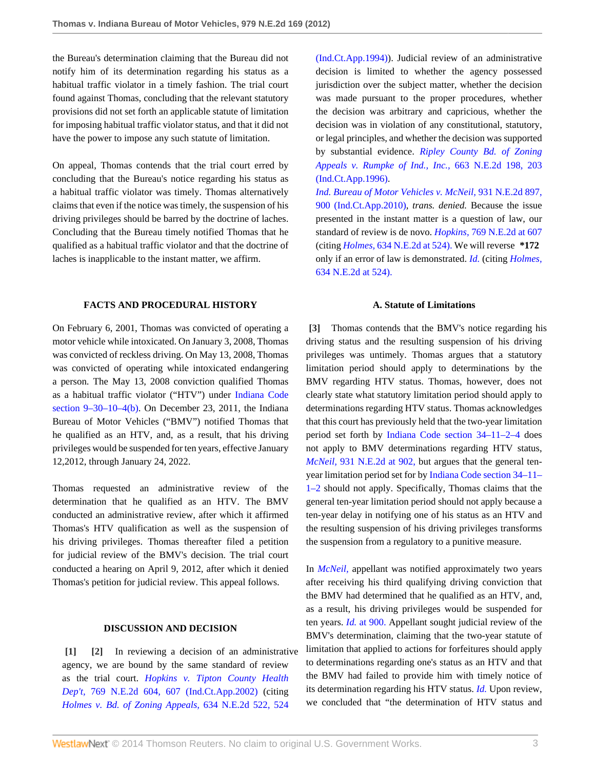the Bureau's determination claiming that the Bureau did not notify him of its determination regarding his status as a habitual traffic violator in a timely fashion. The trial court found against Thomas, concluding that the relevant statutory provisions did not set forth an applicable statute of limitation for imposing habitual traffic violator status, and that it did not have the power to impose any such statute of limitation.

On appeal, Thomas contends that the trial court erred by concluding that the Bureau's notice regarding his status as a habitual traffic violator was timely. Thomas alternatively claims that even if the notice was timely, the suspension of his driving privileges should be barred by the doctrine of laches. Concluding that the Bureau timely notified Thomas that he qualified as a habitual traffic violator and that the doctrine of laches is inapplicable to the instant matter, we affirm.

### FACTS AND PROCEDURAL HISTORY

On February 6, 2001, Thomas was convicted of operating a motor vehicle while intoxicated. On January 3, 2008, Thomas was convicted of reckless driving. On May 13, 2008, Thomas was convicted of operating while intoxicated endangering a person. The May 13, 2008 conviction qualified Thomas as a habitual traffic violator ("HTV") under Indiana Code section 9–30–10–4(b). On December 23, 2011, the Indiana Bureau of Motor Vehicles ("BMV") notified Thomas that he qualified as an HTV, and, as a result, that his driving privileges would be suspended for ten years, effective January 12,2012, through January 24, 2022.

Thomas requested an administrative review of the determination that he qualified as an HTV. The BMV conducted an administrative review, after which it affirmed Thomas's HTV qualification as well as the suspension of his driving privileges. Thomas thereafter filed a petition for judicial review of the BMV's decision. The trial court conducted a hearing on April 9, 2012, after which it denied Thomas's petition for judicial review. This appeal follows.

### DISCUSSION AND DECISION

**[1] [2]** In reviewing a decision of an administrative agency, we are bound by the same standard of review as the trial court. *Hopkins v. Tipton County Health Dep't,* 769 N.E.2d 604, 607 (Ind.Ct.App.2002) (citing *Holmes v. Bd. of Zoning Appeals,* 634 N.E.2d 522, 524 (Ind.Ct.App.1994)). Judicial review of an administrative decision is limited to whether the agency possessed jurisdiction over the subject matter, whether the decision was made pursuant to the proper procedures, whether the decision was arbitrary and capricious, whether the decision was in violation of any constitutional, statutory, or legal principles, and whether the decision was supported by substantial evidence. *Ripley County Bd. of Zoning Appeals v. Rumpke of Ind., Inc.,* 663 N.E.2d 198, 203 (Ind.Ct.App.1996).
*Ind. Bureau of Motor Vehicles v. McNeil,* 931 N.E.2d 897, 900 (Ind.Ct.App.2010), *trans. denied.* Because the issue presented in the instant matter is a question of law, our standard of review is de novo. *Hopkins,* 769 N.E.2d at 607 (citing *Holmes,* 634 N.E.2d at 524). We will reverse **\*172** only if an error of law is demonstrated. *Id.* (citing *Holmes,* 634 N.E.2d at 524).

### A. Statute of Limitations

**[3]** Thomas contends that the BMV's notice regarding his driving status and the resulting suspension of his driving privileges was untimely. Thomas argues that a statutory limitation period should apply to determinations by the BMV regarding HTV status. Thomas, however, does not clearly state what statutory limitation period should apply to determinations regarding HTV status. Thomas acknowledges that this court has previously held that the two-year limitation period set forth by Indiana Code section 34–11–2–4 does not apply to BMV determinations regarding HTV status, *McNeil,* 931 N.E.2d at 902, but argues that the general ten-year limitation period set for by Indiana Code section 34–11–1–2 should not apply. Specifically, Thomas claims that the general ten-year limitation period should not apply because a ten-year delay in notifying one of his status as an HTV and the resulting suspension of his driving privileges transforms the suspension from a regulatory to a punitive measure.

In *McNeil,* appellant was notified approximately two years after receiving his third qualifying driving conviction that the BMV had determined that he qualified as an HTV, and, as a result, his driving privileges would be suspended for ten years. *Id.* at 900. Appellant sought judicial review of the BMV's determination, claiming that the two-year statute of limitation that applied to actions for forfeitures should apply to determinations regarding one's status as an HTV and that the BMV had failed to provide him with timely notice of its determination regarding his HTV status. *Id.* Upon review, we concluded that "the determination of HTV status and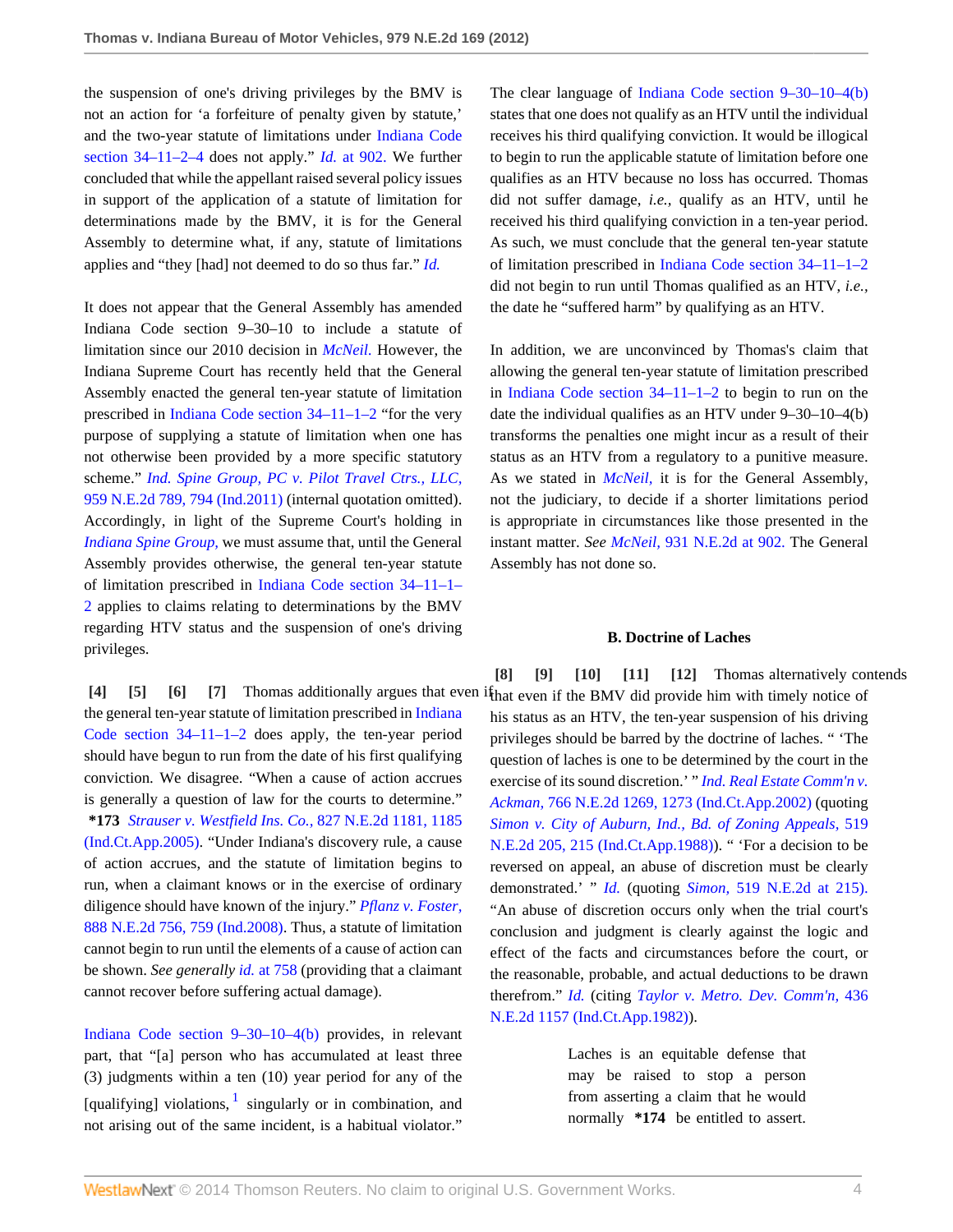the suspension of one's driving privileges by the BMV is not an action for 'a forfeiture of penalty given by statute,' and the two-year statute of limitations under Indiana Code section 34–11–2–4 does not apply." *Id.* at 902. We further concluded that while the appellant raised several policy issues in support of the application of a statute of limitation for determinations made by the BMV, it is for the General Assembly to determine what, if any, statute of limitations applies and "they [had] not deemed to do so thus far." *Id.*

It does not appear that the General Assembly has amended Indiana Code section 9–30–10 to include a statute of limitation since our 2010 decision in *McNeil.* However, the Indiana Supreme Court has recently held that the General Assembly enacted the general ten-year statute of limitation prescribed in Indiana Code section 34–11–1–2 "for the very purpose of supplying a statute of limitation when one has not otherwise been provided by a more specific statutory scheme." *Ind. Spine Group, PC v. Pilot Travel Ctrs., LLC,* 959 N.E.2d 789, 794 (Ind.2011) (internal quotation omitted). Accordingly, in light of the Supreme Court's holding in *Indiana Spine Group,* we must assume that, until the General Assembly provides otherwise, the general ten-year statute of limitation prescribed in Indiana Code section 34–11–1–2 applies to claims relating to determinations by the BMV regarding HTV status and the suspension of one's driving privileges.

**[4] [5] [6] [7]** Thomas additionally argues that even if the general ten-year statute of limitation prescribed in Indiana Code section 34–11–1–2 does apply, the ten-year period should have begun to run from the date of his first qualifying conviction. We disagree. "When a cause of action accrues is generally a question of law for the courts to determine." **\*173** *Strauser v. Westfield Ins. Co.,* 827 N.E.2d 1181, 1185 (Ind.Ct.App.2005). "Under Indiana's discovery rule, a cause of action accrues, and the statute of limitation begins to run, when a claimant knows or in the exercise of ordinary diligence should have known of the injury." *Pflanz v. Foster,* 888 N.E.2d 756, 759 (Ind.2008). Thus, a statute of limitation cannot begin to run until the elements of a cause of action can be shown. *See generally id.* at 758 (providing that a claimant cannot recover before suffering actual damage).

Indiana Code section 9–30–10–4(b) provides, in relevant part, that "[a] person who has accumulated at least three (3) judgments within a ten (10) year period for any of the [qualifying] violations,[1] singularly or in combination, and not arising out of the same incident, is a habitual violator." The clear language of Indiana Code section 9–30–10–4(b) states that one does not qualify as an HTV until the individual receives his third qualifying conviction. It would be illogical to begin to run the applicable statute of limitation before one qualifies as an HTV because no loss has occurred. Thomas did not suffer damage, *i.e.,* qualify as an HTV, until he received his third qualifying conviction in a ten-year period. As such, we must conclude that the general ten-year statute of limitation prescribed in Indiana Code section 34–11–1–2 did not begin to run until Thomas qualified as an HTV, *i.e.,* the date he "suffered harm" by qualifying as an HTV.

In addition, we are unconvinced by Thomas's claim that allowing the general ten-year statute of limitation prescribed in Indiana Code section 34–11–1–2 to begin to run on the date the individual qualifies as an HTV under 9–30–10–4(b) transforms the penalties one might incur as a result of their status as an HTV from a regulatory to a punitive measure. As we stated in *McNeil,* it is for the General Assembly, not the judiciary, to decide if a shorter limitations period is appropriate in circumstances like those presented in the instant matter. *See McNeil,* 931 N.E.2d at 902. The General Assembly has not done so.

### B. Doctrine of Laches

**[8] [9] [10] [11] [12]** Thomas alternatively contends that even if the BMV did provide him with timely notice of his status as an HTV, the ten-year suspension of his driving privileges should be barred by the doctrine of laches. " 'The question of laches is one to be determined by the court in the exercise of its sound discretion.' " *Ind. Real Estate Comm'n v. Ackman,* 766 N.E.2d 1269, 1273 (Ind.Ct.App.2002) (quoting *Simon v. City of Auburn, Ind., Bd. of Zoning Appeals,* 519 N.E.2d 205, 215 (Ind.Ct.App.1988)). " 'For a decision to be reversed on appeal, an abuse of discretion must be clearly demonstrated.' " *Id.* (quoting *Simon,* 519 N.E.2d at 215). "An abuse of discretion occurs only when the trial court's conclusion and judgment is clearly against the logic and effect of the facts and circumstances before the court, or the reasonable, probable, and actual deductions to be drawn therefrom." *Id.* (citing *Taylor v. Metro. Dev. Comm'n,* 436 N.E.2d 1157 (Ind.Ct.App.1982)).

> Laches is an equitable defense that may be raised to stop a person from asserting a claim that he would normally **\*174** be entitled to assert.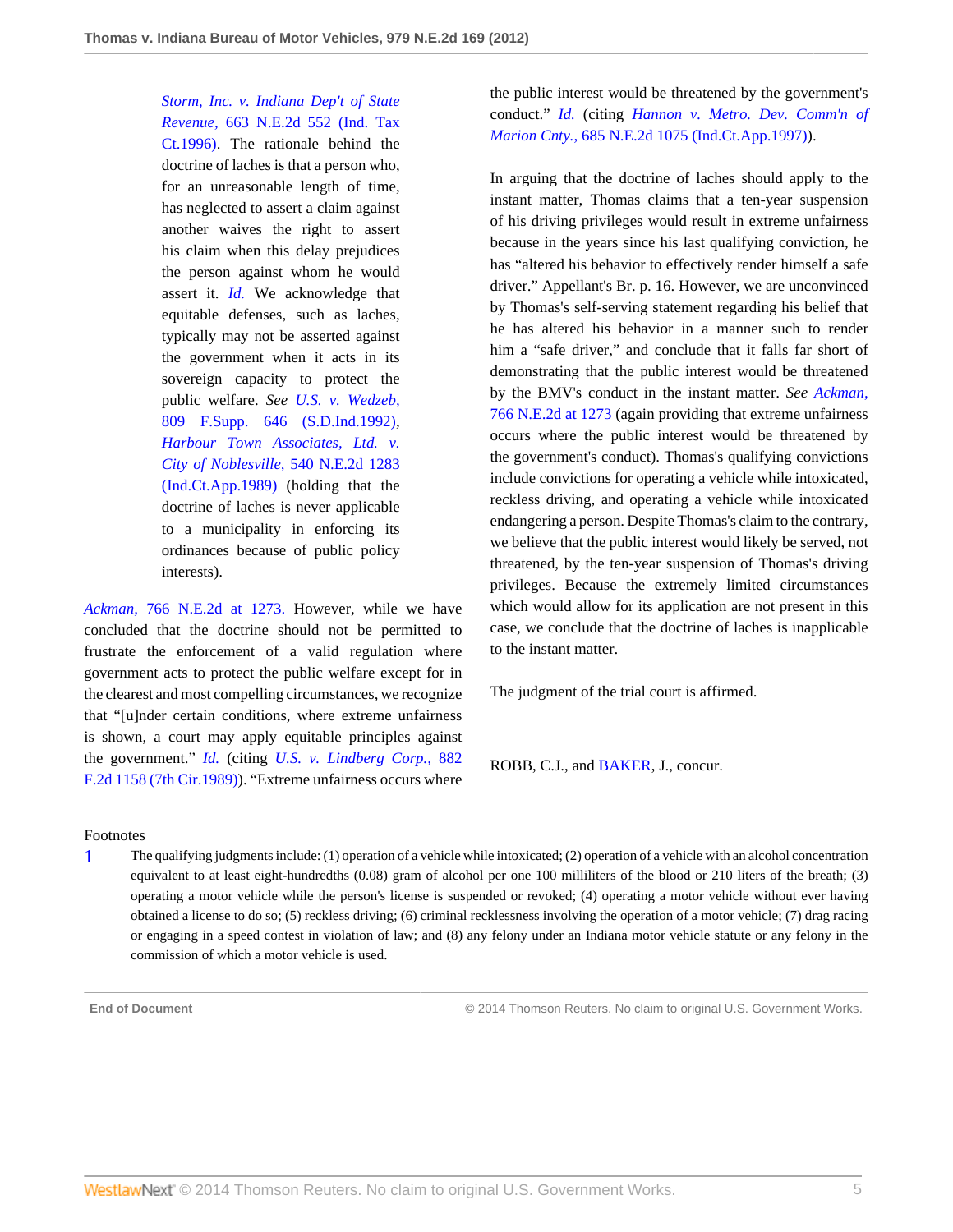> *Storm, Inc. v. Indiana Dep't of State Revenue,* 663 N.E.2d 552 (Ind. Tax Ct.1996). The rationale behind the doctrine of laches is that a person who, for an unreasonable length of time, has neglected to assert a claim against another waives the right to assert his claim when this delay prejudices the person against whom he would assert it. *Id.* We acknowledge that equitable defenses, such as laches, typically may not be asserted against the government when it acts in its sovereign capacity to protect the public welfare. *See* *U.S. v. Wedzeb,* 809 F.Supp. 646 (S.D.Ind.1992), *Harbour Town Associates, Ltd. v. City of Noblesville,* 540 N.E.2d 1283 (Ind.Ct.App.1989) (holding that the doctrine of laches is never applicable to a municipality in enforcing its ordinances because of public policy interests).

*Ackman,* 766 N.E.2d at 1273. However, while we have concluded that the doctrine should not be permitted to frustrate the enforcement of a valid regulation where government acts to protect the public welfare except for in the clearest and most compelling circumstances, we recognize that "[u]nder certain conditions, where extreme unfairness is shown, a court may apply equitable principles against the government." *Id.* (citing *U.S. v. Lindberg Corp.,* 882 F.2d 1158 (7th Cir.1989)). "Extreme unfairness occurs where the public interest would be threatened by the government's conduct." *Id.* (citing *Hannon v. Metro. Dev. Comm'n of Marion Cnty.,* 685 N.E.2d 1075 (Ind.Ct.App.1997)).

In arguing that the doctrine of laches should apply to the instant matter, Thomas claims that a ten-year suspension of his driving privileges would result in extreme unfairness because in the years since his last qualifying conviction, he has "altered his behavior to effectively render himself a safe driver." Appellant's Br. p. 16. However, we are unconvinced by Thomas's self-serving statement regarding his belief that he has altered his behavior in a manner such to render him a "safe driver," and conclude that it falls far short of demonstrating that the public interest would be threatened by the BMV's conduct in the instant matter. *See* *Ackman,* 766 N.E.2d at 1273 (again providing that extreme unfairness occurs where the public interest would be threatened by the government's conduct). Thomas's qualifying convictions include convictions for operating a vehicle while intoxicated, reckless driving, and operating a vehicle while intoxicated endangering a person. Despite Thomas's claim to the contrary, we believe that the public interest would likely be served, not threatened, by the ten-year suspension of Thomas's driving privileges. Because the extremely limited circumstances which would allow for its application are not present in this case, we conclude that the doctrine of laches is inapplicable to the instant matter.

The judgment of the trial court is affirmed.

ROBB, C.J., and BAKER, J., concur.

Footnotes

1 The qualifying judgments include: (1) operation of a vehicle while intoxicated; (2) operation of a vehicle with an alcohol concentration equivalent to at least eight-hundredths (0.08) gram of alcohol per one 100 milliliters of the blood or 210 liters of the breath; (3) operating a motor vehicle while the person's license is suspended or revoked; (4) operating a motor vehicle without ever having obtained a license to do so; (5) reckless driving; (6) criminal recklessness involving the operation of a motor vehicle; (7) drag racing or engaging in a speed contest in violation of law; and (8) any felony under an Indiana motor vehicle statute or any felony in the commission of which a motor vehicle is used.

End of Document © 2014 Thomson Reuters. No claim to original U.S. Government Works.